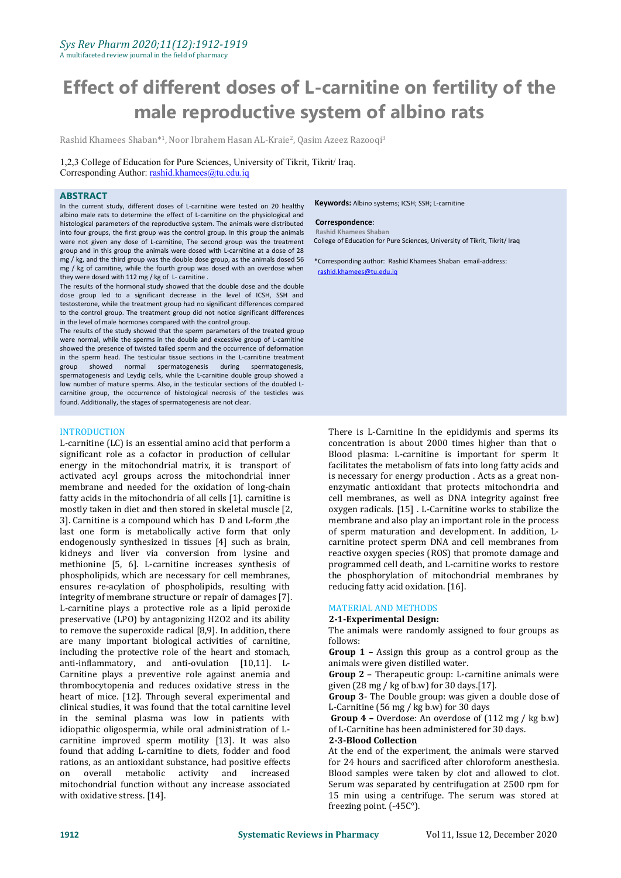# Effect of different doses of L-carnitine on fertility of the male reproductive system of albino rats

Rashid Khamees Shaban*[1], Noor Ibrahem Hasan AL-Kraie[2], Qasim Azeez Razooqi[3]

1,2,3 College of Education for Pure Sciences, University of Tikrit, Tikrit/ Iraq.
Corresponding Author: rashid.khamees@tu.edu.iq

## ABSTRACT

In the current study, different doses of L-carnitine were tested on 20 healthy albino male rats to determine the effect of L-carnitine on the physiological and histological parameters of the reproductive system. The animals were distributed into four groups, the first group was the control group. In this group the animals were not given any dose of L-carnitine, The second group was the treatment group and in this group the animals were dosed with L-carnitine at a dose of 28 mg / kg, and the third group was the double dose group, as the animals dosed 56 mg / kg of carnitine, while the fourth group was dosed with an overdose when they were dosed with 112 mg / kg of L- carnitine .

The results of the hormonal study showed that the double dose and the double dose group led to a significant decrease in the level of ICSH, SSH and testosterone, while the treatment group had no significant differences compared to the control group. The treatment group did not notice significant differences in the level of male hormones compared with the control group.

The results of the study showed that the sperm parameters of the treated group were normal, while the sperms in the double and excessive group of L-carnitine showed the presence of twisted tailed sperm and the occurrence of deformation in the sperm head. The testicular tissue sections in the L-carnitine treatment group showed normal spermatogenesis during spermatogenesis, spermatogenesis and Leydig cells, while the L-carnitine double group showed a low number of mature sperms. Also, in the testicular sections of the doubled L-carnitine group, the occurrence of histological necrosis of the testicles was found. Additionally, the stages of spermatogenesis are not clear.

**Keywords:** Albino systems; ICSH; SSH; L-carnitine

**Correspondence**:
**Rashid Khamees Shaban**
College of Education for Pure Sciences, University of Tikrit, Tikrit/ Iraq

*Corresponding author: Rashid Khamees Shaban email-address: rashid.khamees@tu.edu.iq

## INTRODUCTION

L-carnitine (LC) is an essential amino acid that perform a significant role as a cofactor in production of cellular energy in the mitochondrial matrix, it is transport of activated acyl groups across the mitochondrial inner membrane and needed for the oxidation of long-chain fatty acids in the mitochondria of all cells [1]. carnitine is mostly taken in diet and then stored in skeletal muscle [2, 3]. Carnitine is a compound which has D and L-form ,the last one form is metabolically active form that only endogenously synthesized in tissues [4] such as brain, kidneys and liver via conversion from lysine and methionine [5, 6]. L-carnitine increases synthesis of phospholipids, which are necessary for cell membranes, ensures re-acylation of phospholipids, resulting with integrity of membrane structure or repair of damages [7]. L-carnitine plays a protective role as a lipid peroxide preservative (LPO) by antagonizing $H_2O_2$ and its ability to remove the superoxide radical [8,9]. In addition, there are many important biological activities of carnitine, including the protective role of the heart and stomach, anti-inflammatory, and anti-ovulation [10,11]. L-Carnitine plays a preventive role against anemia and thrombocytopenia and reduces oxidative stress in the heart of mice. [12]. Through several experimental and clinical studies, it was found that the total carnitine level in the seminal plasma was low in patients with idiopathic oligospermia, while oral administration of L-carnitine improved sperm motility [13]. It was also found that adding L-carnitine to diets, fodder and food rations, as an antioxidant substance, had positive effects on overall metabolic activity and increased mitochondrial function without any increase associated with oxidative stress. [14].

There is L-Carnitine In the epididymis and sperms its concentration is about 2000 times higher than that o Blood plasma: L-carnitine is important for sperm It facilitates the metabolism of fats into long fatty acids and is necessary for energy production . Acts as a great non-enzymatic antioxidant that protects mitochondria and cell membranes, as well as DNA integrity against free oxygen radicals. [15] . L-Carnitine works to stabilize the membrane and also play an important role in the process of sperm maturation and development. In addition, L-carnitine protect sperm DNA and cell membranes from reactive oxygen species (ROS) that promote damage and programmed cell death, and L-carnitine works to restore the phosphorylation of mitochondrial membranes by reducing fatty acid oxidation. [16].

## MATERIAL AND METHODS

### 2-1-Experimental Design:

The animals were randomly assigned to four groups as follows:

**Group 1 –** Assign this group as a control group as the animals were given distilled water.

**Group 2** – Therapeutic group: L-carnitine animals were given (28 mg / kg of b.w) for 30 days.[17].

**Group 3**- The Double group: was given a double dose of L-Carnitine (56 mg / kg b.w) for 30 days

**Group 4 –** Overdose: An overdose of (112 mg / kg b.w) of L-Carnitine has been administered for 30 days.

### 2-3-Blood Collection

At the end of the experiment, the animals were starved for 24 hours and sacrificed after chloroform anesthesia. Blood samples were taken by clot and allowed to clot. Serum was separated by centrifugation at 2500 rpm for 15 min using a centrifuge. The serum was stored at freezing point. (-45C°).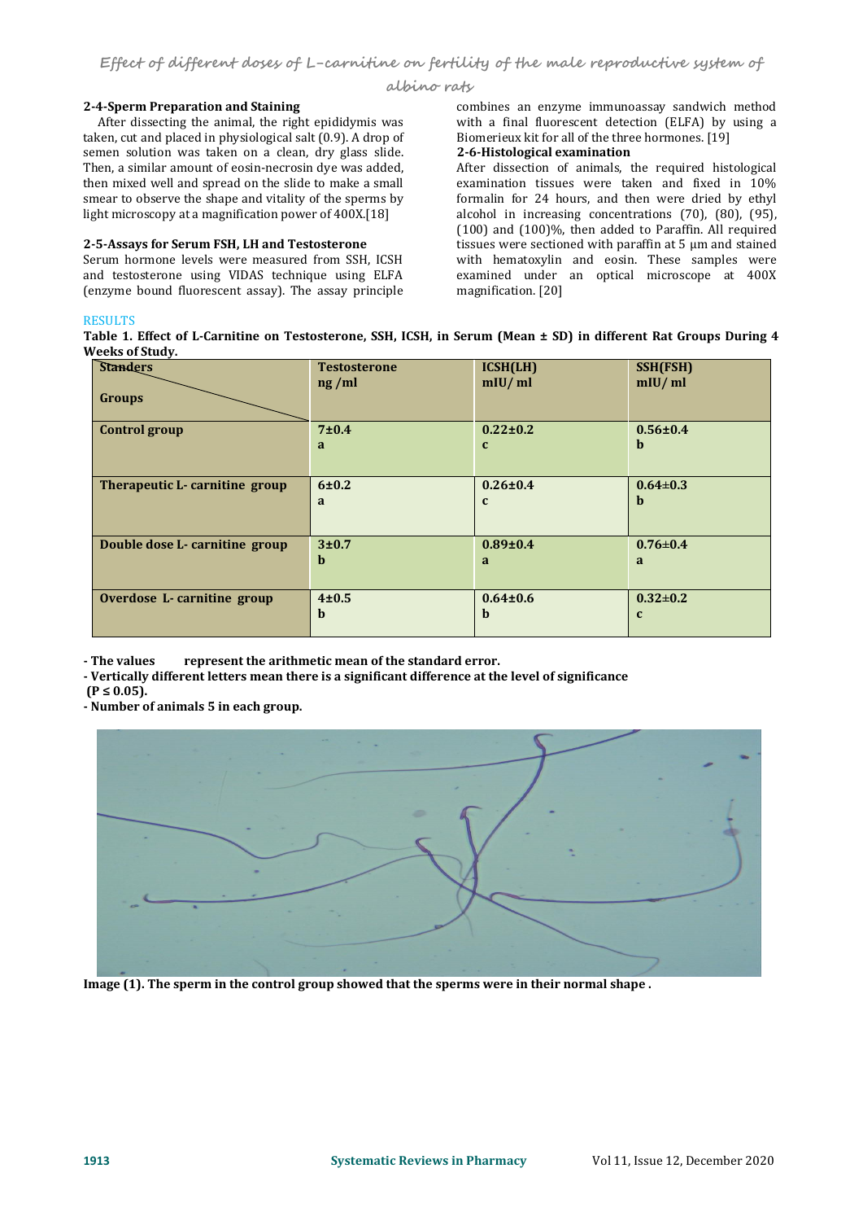### 2-4-Sperm Preparation and Staining

After dissecting the animal, the right epididymis was taken, cut and placed in physiological salt (0.9). A drop of semen solution was taken on a clean, dry glass slide. Then, a similar amount of eosin-necrosin dye was added, then mixed well and spread on the slide to make a small smear to observe the shape and vitality of the sperms by light microscopy at a magnification power of 400X.[18]

### 2-5-Assays for Serum FSH, LH and Testosterone

Serum hormone levels were measured from SSH, ICSH and testosterone using VIDAS technique using ELFA (enzyme bound fluorescent assay). The assay principle combines an enzyme immunoassay sandwich method with a final fluorescent detection (ELFA) by using a Biomerieux kit for all of the three hormones. [19]

### 2-6-Histological examination

After dissection of animals, the required histological examination tissues were taken and fixed in 10% formalin for 24 hours, and then were dried by ethyl alcohol in increasing concentrations (70), (80), (95), (100) and (100)%, then added to Paraffin. All required tissues were sectioned with paraffin at 5 µm and stained with hematoxylin and eosin. These samples were examined under an optical microscope at 400X magnification. [20]

## RESULTS

**Table 1. Effect of L-Carnitine on Testosterone, SSH, ICSH, in Serum (Mean ± SD) in different Rat Groups During 4 Weeks of Study.**

| Standers / Groups | Testosterone ng /ml | ICSH(LH) mIU/ ml | SSH(FSH) mIU/ ml |
|---|---|---|---|
| **Control group** | 7±0.4 a | 0.22±0.2 c | 0.56±0.4 b |
| **Therapeutic L- carnitine group** | 6±0.2 a | 0.26±0.4 c | 0.64±0.3 b |
| **Double dose L- carnitine group** | 3±0.7 b | 0.89±0.4 a | 0.76±0.4 a |
| **Overdose L- carnitine group** | 4±0.5 b | 0.64±0.6 b | 0.32±0.2 c |

**- The values represent the arithmetic mean of the standard error.**
**- Vertically different letters mean there is a significant difference at the level of significance ($P \leq 0.05$).**
**- Number of animals 5 in each group.**

**Image (1). The sperm in the control group showed that the sperms were in their normal shape .**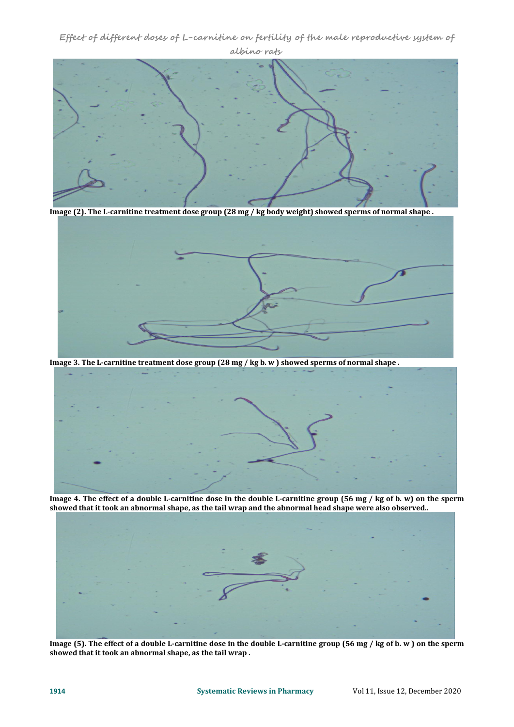Image (2). The L-carnitine treatment dose group (28 mg / kg body weight) showed sperms of normal shape .

Image 3. The L-carnitine treatment dose group (28 mg / kg b. w ) showed sperms of normal shape .

Image 4. The effect of a double L-carnitine dose in the double L-carnitine group (56 mg / kg of b. w) on the sperm showed that it took an abnormal shape, as the tail wrap and the abnormal head shape were also observed..

Image (5). The effect of a double L-carnitine dose in the double L-carnitine group (56 mg / kg of b. w ) on the sperm showed that it took an abnormal shape, as the tail wrap .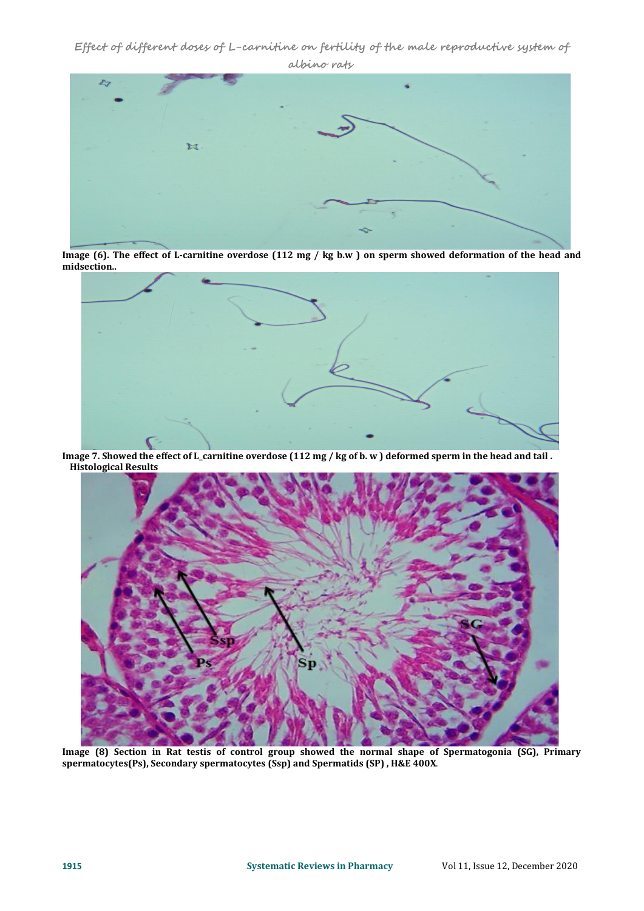Image (6). The effect of L-carnitine overdose (112 mg / kg b.w ) on sperm showed deformation of the head and midsection..

Image 7. Showed the effect of L_carnitine overdose (112 mg / kg of b. w ) deformed sperm in the head and tail .

**Histological Results**

Image (8) Section in Rat testis of control group showed the normal shape of Spermatogonia (SG), Primary spermatocytes(Ps), Secondary spermatocytes (Ssp) and Spermatids (SP) , H&E 400X.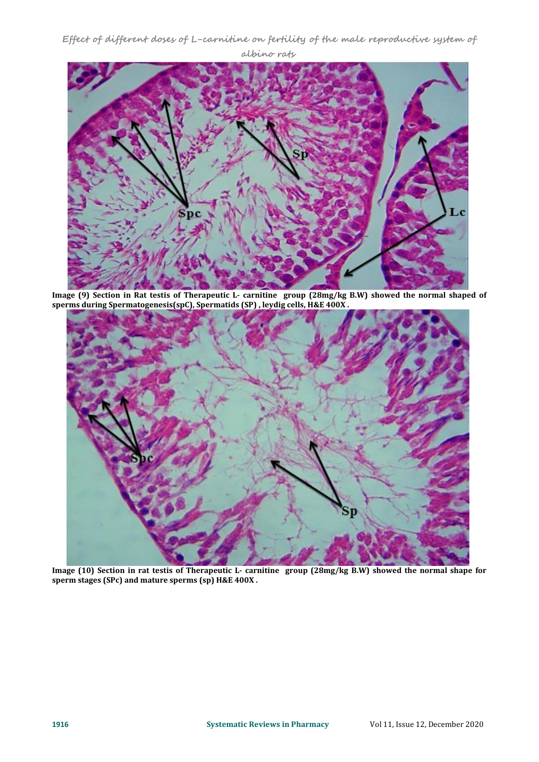Image (9) Section in Rat testis of Therapeutic L- carnitine group (28mg/kg B.W) showed the normal shaped of sperms during Spermatogenesis(spC), Spermatids (SP) , leydig cells, H&E 400X .

Image (10) Section in rat testis of Therapeutic L- carnitine group (28mg/kg B.W) showed the normal shape for sperm stages (SPc) and mature sperms (sp) H&E 400X .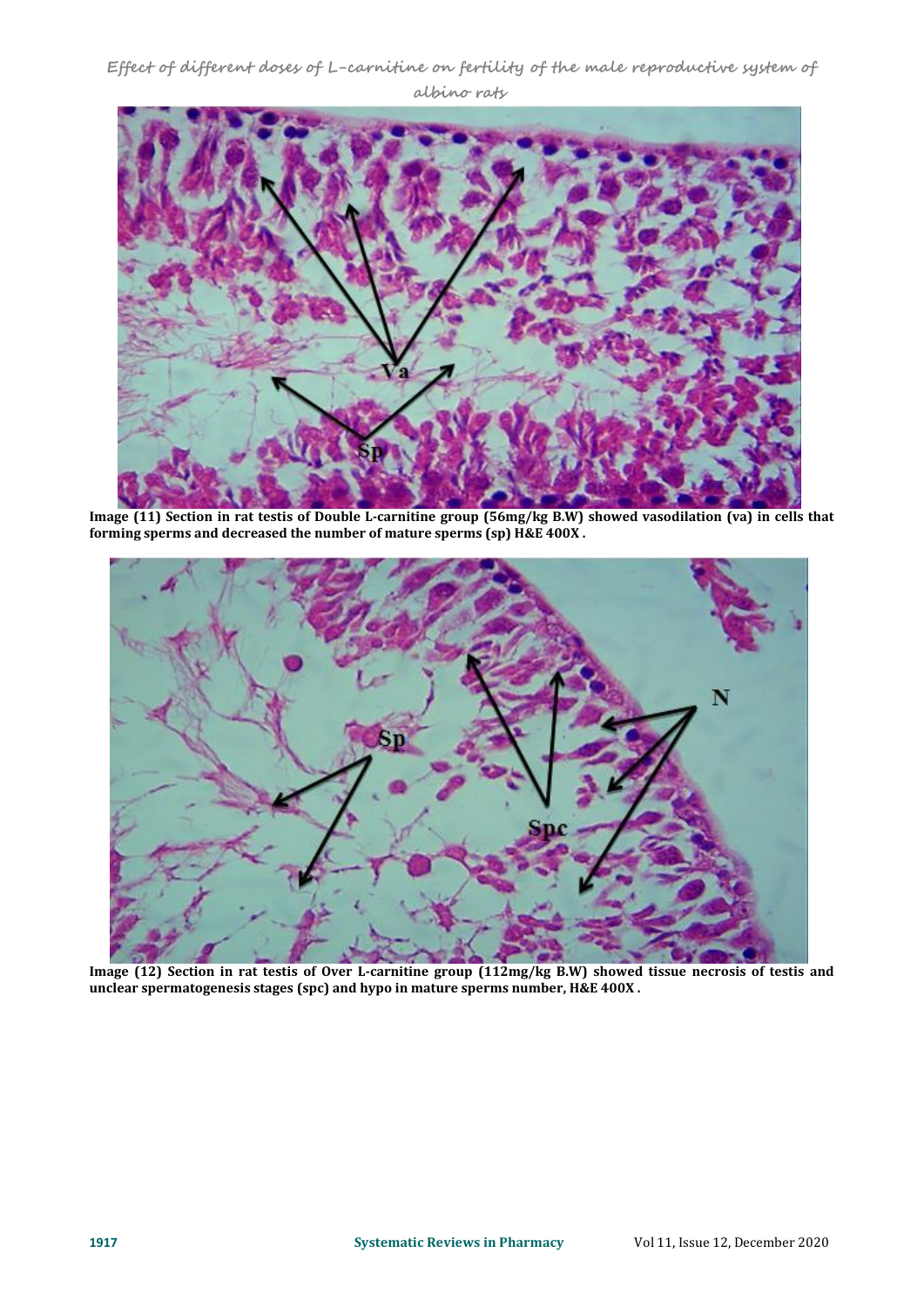**Image (11) Section in rat testis of Double L-carnitine group (56mg/kg B.W) showed vasodilation (va) in cells that forming sperms and decreased the number of mature sperms (sp) H&E 400X .**

**Image (12) Section in rat testis of Over L-carnitine group (112mg/kg B.W) showed tissue necrosis of testis and unclear spermatogenesis stages (spc) and hypo in mature sperms number, H&E 400X .**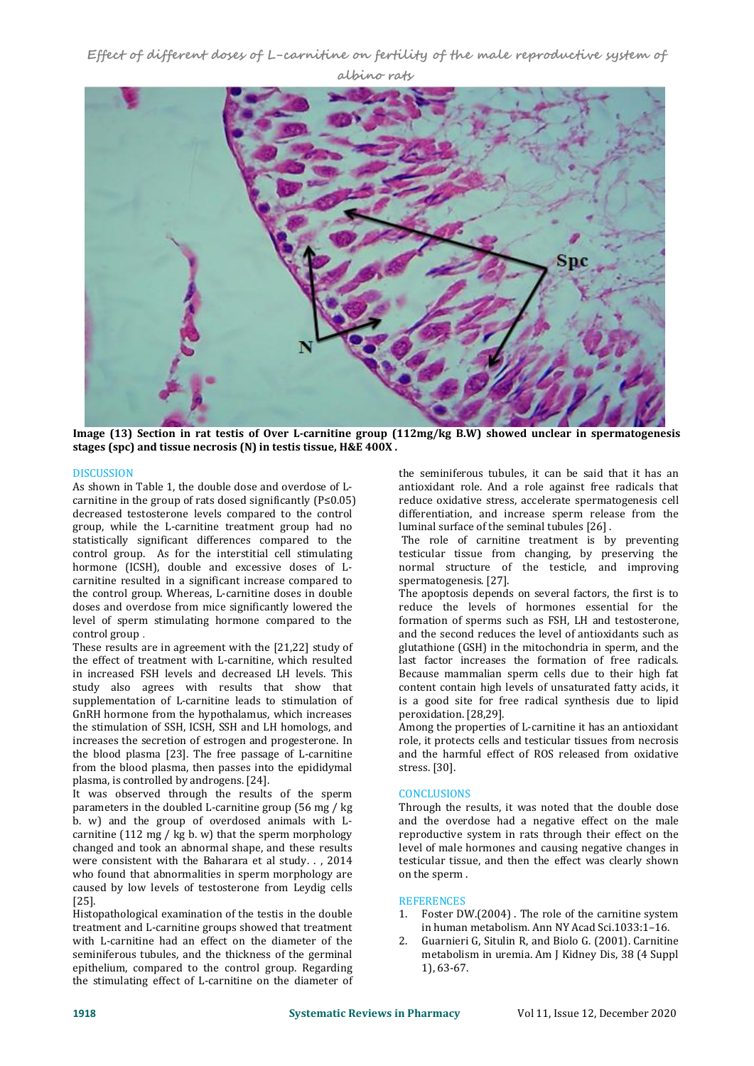Image (13) Section in rat testis of Over L-carnitine group (112mg/kg B.W) showed unclear in spermatogenesis stages (spc) and tissue necrosis (N) in testis tissue, H&E 400X .

## DISCUSSION

As shown in Table 1, the double dose and overdose of L-carnitine in the group of rats dosed significantly ($P \leq 0.05$) decreased testosterone levels compared to the control group, while the L-carnitine treatment group had no statistically significant differences compared to the control group. As for the interstitial cell stimulating hormone (ICSH), double and excessive doses of L-carnitine resulted in a significant increase compared to the control group. Whereas, L-carnitine doses in double doses and overdose from mice significantly lowered the level of sperm stimulating hormone compared to the control group .

These results are in agreement with the [21,22] study of the effect of treatment with L-carnitine, which resulted in increased FSH levels and decreased LH levels. This study also agrees with results that show that supplementation of L-carnitine leads to stimulation of GnRH hormone from the hypothalamus, which increases the stimulation of SSH, ICSH, SSH and LH homologs, and increases the secretion of estrogen and progesterone. In the blood plasma [23]. The free passage of L-carnitine from the blood plasma, then passes into the epididymal plasma, is controlled by androgens. [24].

It was observed through the results of the sperm parameters in the doubled L-carnitine group (56 mg / kg b. w) and the group of overdosed animals with L-carnitine (112 mg / kg b. w) that the sperm morphology changed and took an abnormal shape, and these results were consistent with the Baharara et al study. . , 2014 who found that abnormalities in sperm morphology are caused by low levels of testosterone from Leydig cells [25].

Histopathological examination of the testis in the double treatment and L-carnitine groups showed that treatment with L-carnitine had an effect on the diameter of the seminiferous tubules, and the thickness of the germinal epithelium, compared to the control group. Regarding the stimulating effect of L-carnitine on the diameter of the seminiferous tubules, it can be said that it has an antioxidant role. And a role against free radicals that reduce oxidative stress, accelerate spermatogenesis cell differentiation, and increase sperm release from the luminal surface of the seminal tubules [26] .

The role of carnitine treatment is by preventing testicular tissue from changing, by preserving the normal structure of the testicle, and improving spermatogenesis. [27].

The apoptosis depends on several factors, the first is to reduce the levels of hormones essential for the formation of sperms such as FSH, LH and testosterone, and the second reduces the level of antioxidants such as glutathione (GSH) in the mitochondria in sperm, and the last factor increases the formation of free radicals. Because mammalian sperm cells due to their high fat content contain high levels of unsaturated fatty acids, it is a good site for free radical synthesis due to lipid peroxidation. [28,29].

Among the properties of L-carnitine it has an antioxidant role, it protects cells and testicular tissues from necrosis and the harmful effect of ROS released from oxidative stress. [30].

## CONCLUSIONS

Through the results, it was noted that the double dose and the overdose had a negative effect on the male reproductive system in rats through their effect on the level of male hormones and causing negative changes in testicular tissue, and then the effect was clearly shown on the sperm .

## REFERENCES

1. Foster DW.(2004) . The role of the carnitine system in human metabolism. Ann NY Acad Sci.1033:1–16.
2. Guarnieri G, Situlin R, and Biolo G. (2001). Carnitine metabolism in uremia. Am J Kidney Dis, 38 (4 Suppl 1), 63-67.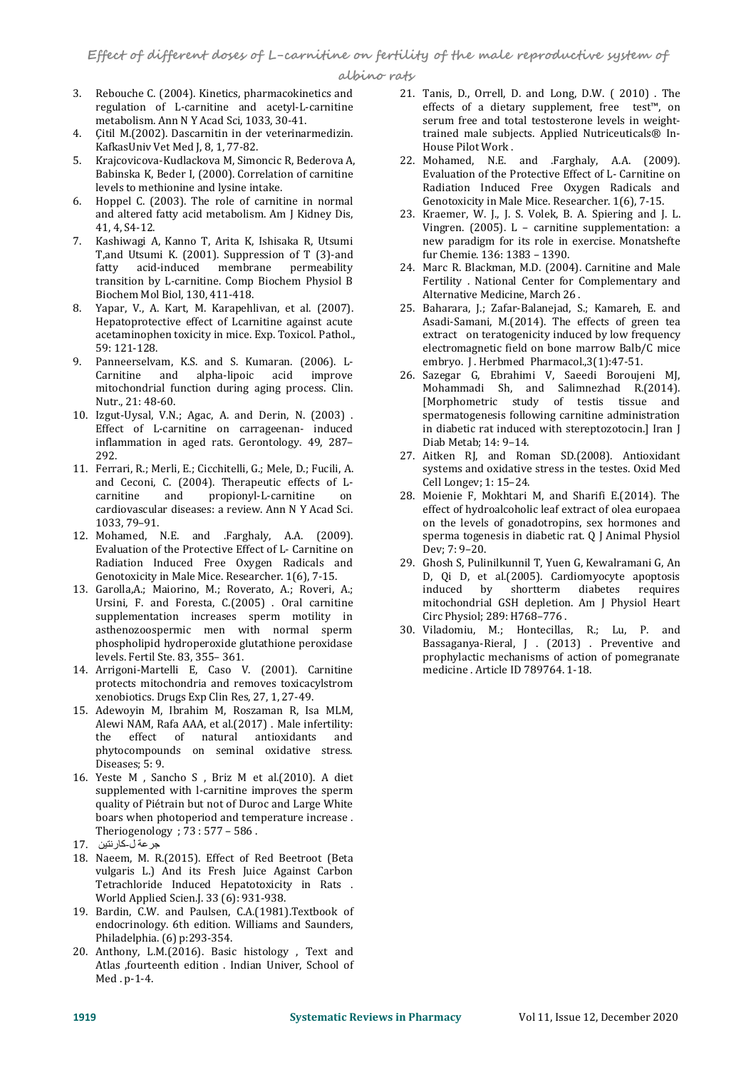3. Rebouche C. (2004). Kinetics, pharmacokinetics and regulation of L-carnitine and acetyl-L-carnitine metabolism. Ann N Y Acad Sci, 1033, 30-41.
4. Çitil M.(2002). Dascarnitin in der veterinarmedizin. KafkasUniv Vet Med J, 8, 1, 77-82.
5. Krajcovicova-Kudlackova M, Simoncic R, Bederova A, Babinska K, Beder I, (2000). Correlation of carnitine levels to methionine and lysine intake.
6. Hoppel C. (2003). The role of carnitine in normal and altered fatty acid metabolism. Am J Kidney Dis, 41, 4, S4-12.
7. Kashiwagi A, Kanno T, Arita K, Ishisaka R, Utsumi T,and Utsumi K. (2001). Suppression of T (3)-and fatty acid-induced membrane permeability transition by L-carnitine. Comp Biochem Physiol B Biochem Mol Biol, 130, 411-418.
8. Yapar, V., A. Kart, M. Karapehlivan, et al. (2007). Hepatoprotective effect of Lcarnitine against acute acetaminophen toxicity in mice. Exp. Toxicol. Pathol., 59: 121-128.
9. Panneerselvam, K.S. and S. Kumaran. (2006). L-Carnitine and alpha-lipoic acid improve mitochondrial function during aging process. Clin. Nutr., 21: 48-60.
10. Izgut-Uysal, V.N.; Agac, A. and Derin, N. (2003) . Effect of L-carnitine on carrageenan- induced inflammation in aged rats. Gerontology. 49, 287–292.
11. Ferrari, R.; Merli, E.; Cicchitelli, G.; Mele, D.; Fucili, A. and Ceconi, C. (2004). Therapeutic effects of L-carnitine and propionyl-L-carnitine on cardiovascular diseases: a review. Ann N Y Acad Sci. 1033, 79–91.
12. Mohamed, N.E. and .Farghaly, A.A. (2009). Evaluation of the Protective Effect of L- Carnitine on Radiation Induced Free Oxygen Radicals and Genotoxicity in Male Mice. Researcher. 1(6), 7-15.
13. Garolla,A.; Maiorino, M.; Roverato, A.; Roveri, A.; Ursini, F. and Foresta, C.(2005) . Oral carnitine supplementation increases sperm motility in asthenozoospermic men with normal sperm phospholipid hydroperoxide glutathione peroxidase levels. Fertil Ste. 83, 355– 361.
14. Arrigoni-Martelli E, Caso V. (2001). Carnitine protects mitochondria and removes toxicacylstrom xenobiotics. Drugs Exp Clin Res, 27, 1, 27-49.
15. Adewoyin M, Ibrahim M, Roszaman R, Isa MLM, Alewi NAM, Rafa AAA, et al.(2017) . Male infertility: the effect of natural antioxidants and phytocompounds on seminal oxidative stress. Diseases; 5: 9.
16. Yeste M , Sancho S , Briz M et al.(2010). A diet supplemented with l-carnitine improves the sperm quality of Piétrain but not of Duroc and Large White boars when photoperiod and temperature increase . Theriogenology ; 73 : 577 – 586 .
17. جرعة ل-كارنتين
18. Naeem, M. R.(2015). Effect of Red Beetroot (Beta vulgaris L.) And its Fresh Juice Against Carbon Tetrachloride Induced Hepatotoxicity in Rats . World Applied Scien.J. 33 (6): 931-938.
19. Bardin, C.W. and Paulsen, C.A.(1981).Textbook of endocrinology. 6th edition. Williams and Saunders, Philadelphia. (6) p:293-354.
20. Anthony, L.M.(2016). Basic histology , Text and Atlas ,fourteenth edition . Indian Univer, School of Med . p-1-4.
21. Tanis, D., Orrell, D. and Long, D.W. ( 2010) . The effects of a dietary supplement, free test™, on serum free and total testosterone levels in weight-trained male subjects. Applied Nutriceuticals® In-House Pilot Work .
22. Mohamed, N.E. and .Farghaly, A.A. (2009). Evaluation of the Protective Effect of L- Carnitine on Radiation Induced Free Oxygen Radicals and Genotoxicity in Male Mice. Researcher. 1(6), 7-15.
23. Kraemer, W. J., J. S. Volek, B. A. Spiering and J. L. Vingren. (2005). L – carnitine supplementation: a new paradigm for its role in exercise. Monatshefte fur Chemie. 136: 1383 – 1390.
24. Marc R. Blackman, M.D. (2004). Carnitine and Male Fertility . National Center for Complementary and Alternative Medicine, March 26 .
25. Baharara, J.; Zafar-Balanejad, S.; Kamareh, E. and Asadi-Samani, M.(2014). The effects of green tea extract on teratogenicity induced by low frequency electromagnetic field on bone marrow Balb/C mice embryo. J . Herbmed Pharmacol.,3(1):47-51.
26. Sazegar G, Ebrahimi V, Saeedi Boroujeni MJ, Mohammadi Sh, and Salimnezhad R.(2014). [Morphometric study of testis tissue and spermatogenesis following carnitine administration in diabetic rat induced with stereptozotocin.] Iran J Diab Metab; 14: 9–14.
27. Aitken RJ, and Roman SD.(2008). Antioxidant systems and oxidative stress in the testes. Oxid Med Cell Longev; 1: 15–24.
28. Moienie F, Mokhtari M, and Sharifi E.(2014). The effect of hydroalcoholic leaf extract of olea europaea on the levels of gonadotropins, sex hormones and sperma togenesis in diabetic rat. Q J Animal Physiol Dev; 7: 9–20.
29. Ghosh S, Pulinilkunnil T, Yuen G, Kewalramani G, An D, Qi D, et al.(2005). Cardiomyocyte apoptosis induced by shortterm diabetes requires mitochondrial GSH depletion. Am J Physiol Heart Circ Physiol; 289: H768–776 .
30. Viladomiu, M.; Hontecillas, R.; Lu, P. and Bassaganya-Rieral, J . (2013) . Preventive and prophylactic mechanisms of action of pomegranate medicine . Article ID 789764. 1-18.